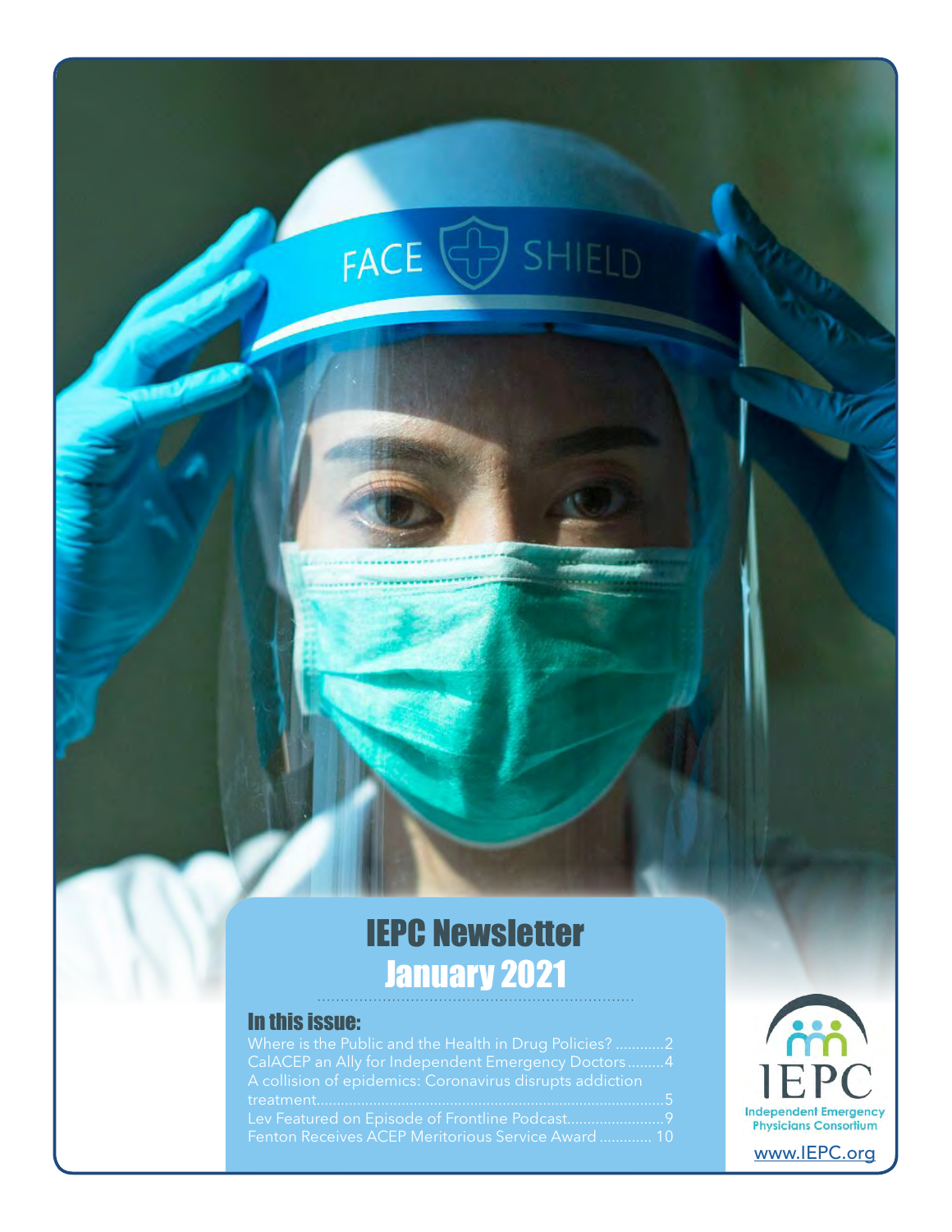# IEPC Newsletter
# January 2021

## In this issue:

Where is the Public and the Health in Drug Policies? ............2
CalACEP an Ally for Independent Emergency Doctors .........4
A collision of epidemics: Coronavirus disrupts addiction treatment..........................................................................5
Lev Featured on Episode of Frontline Podcast........................9
Fenton Receives ACEP Meritorious Service Award ............. 10

IEPC
Independent Emergency Physicians Consortium

www.IEPC.org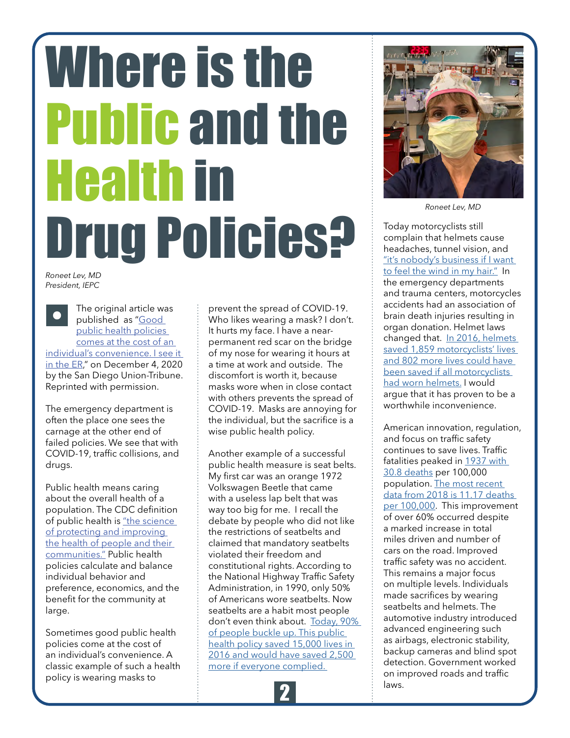# Where is the Public and the Health in Drug Policies?

*Roneet Lev, MD*
*President, IEPC*

The original article was published as "Good public health policies comes at the cost of an individual's convenience. I see it in the ER," on December 4, 2020 by the San Diego Union-Tribune. Reprinted with permission.

The emergency department is often the place one sees the carnage at the other end of failed policies. We see that with COVID-19, traffic collisions, and drugs.

Public health means caring about the overall health of a population. The CDC definition of public health is "the science of protecting and improving the health of people and their communities." Public health policies calculate and balance individual behavior and preference, economics, and the benefit for the community at large.

Sometimes good public health policies come at the cost of an individual's convenience. A classic example of such a health policy is wearing masks to prevent the spread of COVID-19. Who likes wearing a mask? I don't. It hurts my face. I have a near-permanent red scar on the bridge of my nose for wearing it hours at a time at work and outside. The discomfort is worth it, because masks wore when in close contact with others prevents the spread of COVID-19. Masks are annoying for the individual, but the sacrifice is a wise public health policy.

Another example of a successful public health measure is seat belts. My first car was an orange 1972 Volkswagen Beetle that came with a useless lap belt that was way too big for me. I recall the debate by people who did not like the restrictions of seatbelts and claimed that mandatory seatbelts violated their freedom and constitutional rights. According to the National Highway Traffic Safety Administration, in 1990, only 50% of Americans wore seatbelts. Now seatbelts are a habit most people don't even think about. Today, 90% of people buckle up. This public health policy saved 15,000 lives in 2016 and would have saved 2,500 more if everyone complied.

*Roneet Lev, MD*

Today motorcyclists still complain that helmets cause headaches, tunnel vision, and "it's nobody's business if I want to feel the wind in my hair." In the emergency departments and trauma centers, motorcycles accidents had an association of brain death injuries resulting in organ donation. Helmet laws changed that. In 2016, helmets saved 1,859 motorcyclists' lives and 802 more lives could have been saved if all motorcyclists had worn helmets. I would argue that it has proven to be a worthwhile inconvenience.

American innovation, regulation, and focus on traffic safety continues to save lives. Traffic fatalities peaked in 1937 with 30.8 deaths per 100,000 population. The most recent data from 2018 is 11.17 deaths per 100,000. This improvement of over 60% occurred despite a marked increase in total miles driven and number of cars on the road. Improved traffic safety was no accident. This remains a major focus on multiple levels. Individuals made sacrifices by wearing seatbelts and helmets. The automotive industry introduced advanced engineering such as airbags, electronic stability, backup cameras and blind spot detection. Government worked on improved roads and traffic laws.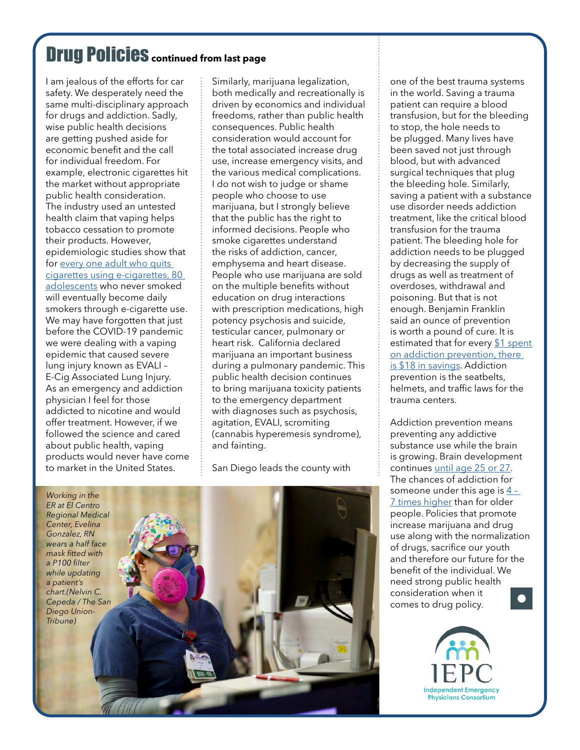# Drug Policies continued from last page

I am jealous of the efforts for car safety. We desperately need the same multi-disciplinary approach for drugs and addiction. Sadly, wise public health decisions are getting pushed aside for economic benefit and the call for individual freedom. For example, electronic cigarettes hit the market without appropriate public health consideration. The industry used an untested health claim that vaping helps tobacco cessation to promote their products. However, epidemiologic studies show that for every one adult who quits cigarettes using e-cigarettes, 80 adolescents who never smoked will eventually become daily smokers through e-cigarette use. We may have forgotten that just before the COVID-19 pandemic we were dealing with a vaping epidemic that caused severe lung injury known as EVALI – E-Cig Associated Lung Injury. As an emergency and addiction physician I feel for those addicted to nicotine and would offer treatment. However, if we followed the science and cared about public health, vaping products would never have come to market in the United States.

Similarly, marijuana legalization, both medically and recreationally is driven by economics and individual freedoms, rather than public health consequences. Public health consideration would account for the total associated increase drug use, increase emergency visits, and the various medical complications. I do not wish to judge or shame people who choose to use marijuana, but I strongly believe that the public has the right to informed decisions. People who smoke cigarettes understand the risks of addiction, cancer, emphysema and heart disease. People who use marijuana are sold on the multiple benefits without education on drug interactions with prescription medications, high potency psychosis and suicide, testicular cancer, pulmonary or heart risk. California declared marijuana an important business during a pulmonary pandemic. This public health decision continues to bring marijuana toxicity patients to the emergency department with diagnoses such as psychosis, agitation, EVALI, scromiting (cannabis hyperemesis syndrome), and fainting.

San Diego leads the county with one of the best trauma systems in the world. Saving a trauma patient can require a blood transfusion, but for the bleeding to stop, the hole needs to be plugged. Many lives have been saved not just through blood, but with advanced surgical techniques that plug the bleeding hole. Similarly, saving a patient with a substance use disorder needs addiction treatment, like the critical blood transfusion for the trauma patient. The bleeding hole for addiction needs to be plugged by decreasing the supply of drugs as well as treatment of overdoses, withdrawal and poisoning. But that is not enough. Benjamin Franklin said an ounce of prevention is worth a pound of cure. It is estimated that for every $1 spent on addiction prevention, there is $18 in savings. Addiction prevention is the seatbelts, helmets, and traffic laws for the trauma centers.

Addiction prevention means preventing any addictive substance use while the brain is growing. Brain development continues until age 25 or 27. The chances of addiction for someone under this age is 4 – 7 times higher than for older people. Policies that promote increase marijuana and drug use along with the normalization of drugs, sacrifice our youth and therefore our future for the benefit of the individual. We need strong public health consideration when it comes to drug policy.

*Working in the ER at El Centro Regional Medical Center, Evelina Gonzalez, RN wears a half face mask fitted with a P100 filter while updating a patient's chart.(Nelvin C. Cepeda / The San Diego Union-Tribune)*

IEPC
Independent Emergency Physicians Consortium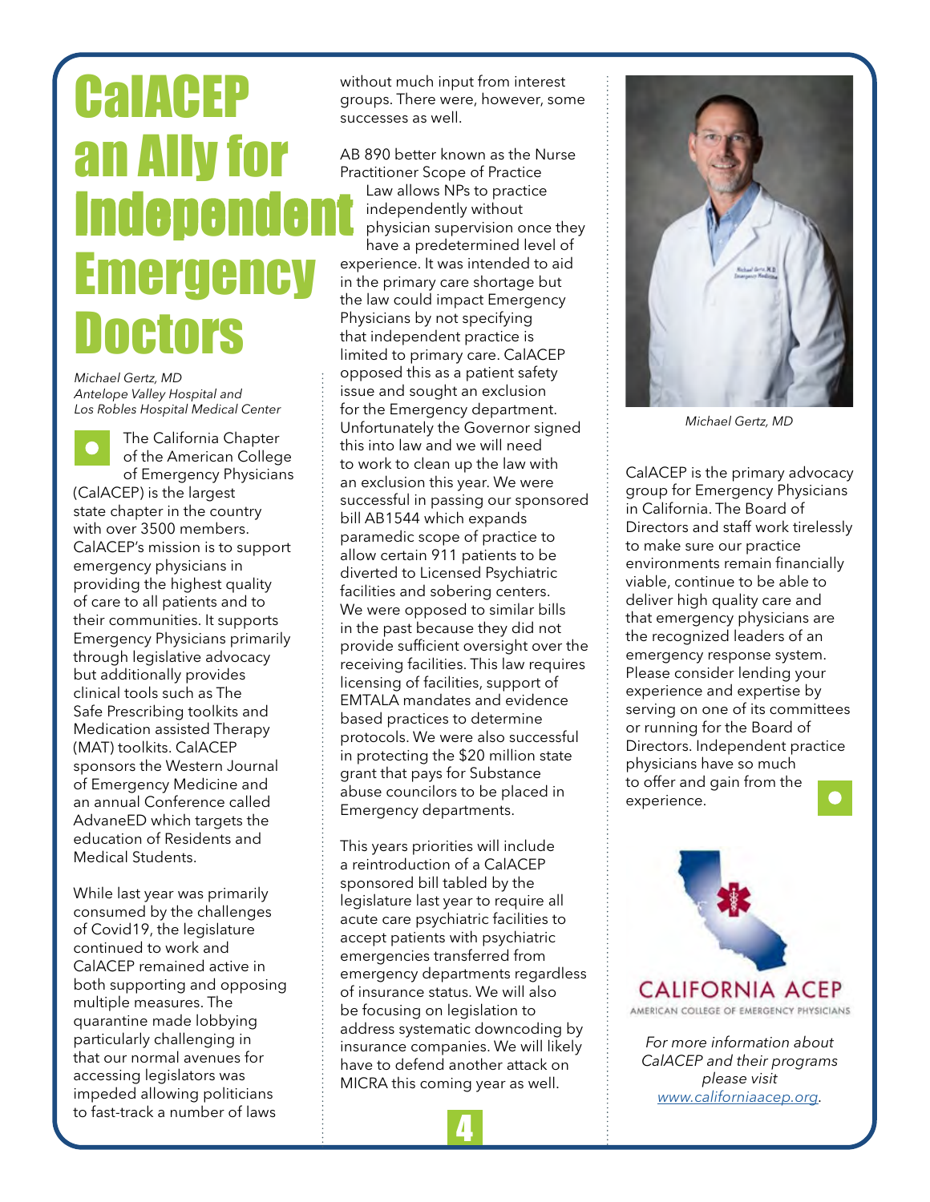# CalACEP an Ally for Independent Emergency Doctors

*Michael Gertz, MD*
*Antelope Valley Hospital and*
*Los Robles Hospital Medical Center*

The California Chapter of the American College of Emergency Physicians (CalACEP) is the largest state chapter in the country with over 3500 members. CalACEP's mission is to support emergency physicians in providing the highest quality of care to all patients and to their communities. It supports Emergency Physicians primarily through legislative advocacy but additionally provides clinical tools such as The Safe Prescribing toolkits and Medication assisted Therapy (MAT) toolkits. CalACEP sponsors the Western Journal of Emergency Medicine and an annual Conference called AdvaneED which targets the education of Residents and Medical Students.

While last year was primarily consumed by the challenges of Covid19, the legislature continued to work and CalACEP remained active in both supporting and opposing multiple measures. The quarantine made lobbying particularly challenging in that our normal avenues for accessing legislators was impeded allowing politicians to fast-track a number of laws without much input from interest groups. There were, however, some successes as well.

AB 890 better known as the Nurse Practitioner Scope of Practice Law allows NPs to practice independently without physician supervision once they have a predetermined level of experience. It was intended to aid in the primary care shortage but the law could impact Emergency Physicians by not specifying that independent practice is limited to primary care. CalACEP opposed this as a patient safety issue and sought an exclusion for the Emergency department. Unfortunately the Governor signed this into law and we will need to work to clean up the law with an exclusion this year. We were successful in passing our sponsored bill AB1544 which expands paramedic scope of practice to allow certain 911 patients to be diverted to Licensed Psychiatric facilities and sobering centers. We were opposed to similar bills in the past because they did not provide sufficient oversight over the receiving facilities. This law requires licensing of facilities, support of EMTALA mandates and evidence based practices to determine protocols. We were also successful in protecting the $20 million state grant that pays for Substance abuse councilors to be placed in Emergency departments.

This years priorities will include a reintroduction of a CalACEP sponsored bill tabled by the legislature last year to require all acute care psychiatric facilities to accept patients with psychiatric emergencies transferred from emergency departments regardless of insurance status. We will also be focusing on legislation to address systematic downcoding by insurance companies. We will likely have to defend another attack on MICRA this coming year as well.

*Michael Gertz, MD*

CalACEP is the primary advocacy group for Emergency Physicians in California. The Board of Directors and staff work tirelessly to make sure our practice environments remain financially viable, continue to be able to deliver high quality care and that emergency physicians are the recognized leaders of an emergency response system. Please consider lending your experience and expertise by serving on one of its committees or running for the Board of Directors. Independent practice physicians have so much to offer and gain from the experience.

CALIFORNIA ACEP
AMERICAN COLLEGE OF EMERGENCY PHYSICIANS

*For more information about CalACEP and their programs please visit [www.californiaacep.org](http://www.californiaacep.org).*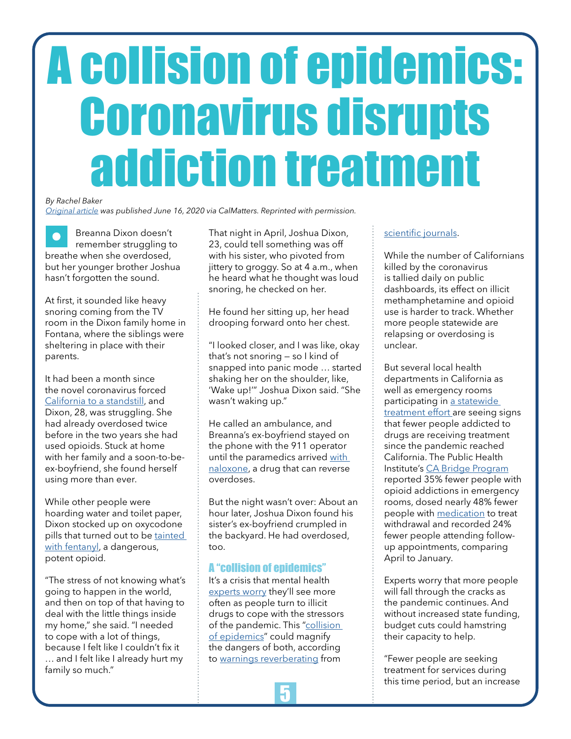# A collision of epidemics: Coronavirus disrupts addiction treatment

*By Rachel Baker*
*Original article was published June 16, 2020 via CalMatters. Reprinted with permission.*

Breanna Dixon doesn't remember struggling to breathe when she overdosed, but her younger brother Joshua hasn't forgotten the sound.

At first, it sounded like heavy snoring coming from the TV room in the Dixon family home in Fontana, where the siblings were sheltering in place with their parents.

It had been a month since the novel coronavirus forced California to a standstill, and Dixon, 28, was struggling. She had already overdosed twice before in the two years she had used opioids. Stuck at home with her family and a soon-to-be-ex-boyfriend, she found herself using more than ever.

While other people were hoarding water and toilet paper, Dixon stocked up on oxycodone pills that turned out to be tainted with fentanyl, a dangerous, potent opioid.

"The stress of not knowing what's going to happen in the world, and then on top of that having to deal with the little things inside my home," she said. "I needed to cope with a lot of things, because I felt like I couldn't fix it … and I felt like I already hurt my family so much."

That night in April, Joshua Dixon, 23, could tell something was off with his sister, who pivoted from jittery to groggy. So at 4 a.m., when he heard what he thought was loud snoring, he checked on her.

He found her sitting up, her head drooping forward onto her chest.

"I looked closer, and I was like, okay that's not snoring — so I kind of snapped into panic mode … started shaking her on the shoulder, like, 'Wake up!'" Joshua Dixon said. "She wasn't waking up."

He called an ambulance, and Breanna's ex-boyfriend stayed on the phone with the 911 operator until the paramedics arrived with naloxone, a drug that can reverse overdoses.

But the night wasn't over: About an hour later, Joshua Dixon found his sister's ex-boyfriend crumpled in the backyard. He had overdosed, too.

## A "collision of epidemics"

It's a crisis that mental health experts worry they'll see more often as people turn to illicit drugs to cope with the stressors of the pandemic. This "collision of epidemics" could magnify the dangers of both, according to warnings reverberating from scientific journals.

While the number of Californians killed by the coronavirus is tallied daily on public dashboards, its effect on illicit methamphetamine and opioid use is harder to track. Whether more people statewide are relapsing or overdosing is unclear.

But several local health departments in California as well as emergency rooms participating in a statewide treatment effort are seeing signs that fewer people addicted to drugs are receiving treatment since the pandemic reached California. The Public Health Institute's CA Bridge Program reported 35% fewer people with opioid addictions in emergency rooms, dosed nearly 48% fewer people with medication to treat withdrawal and recorded 24% fewer people attending follow-up appointments, comparing April to January.

Experts worry that more people will fall through the cracks as the pandemic continues. And without increased state funding, budget cuts could hamstring their capacity to help.

"Fewer people are seeking treatment for services during this time period, but an increase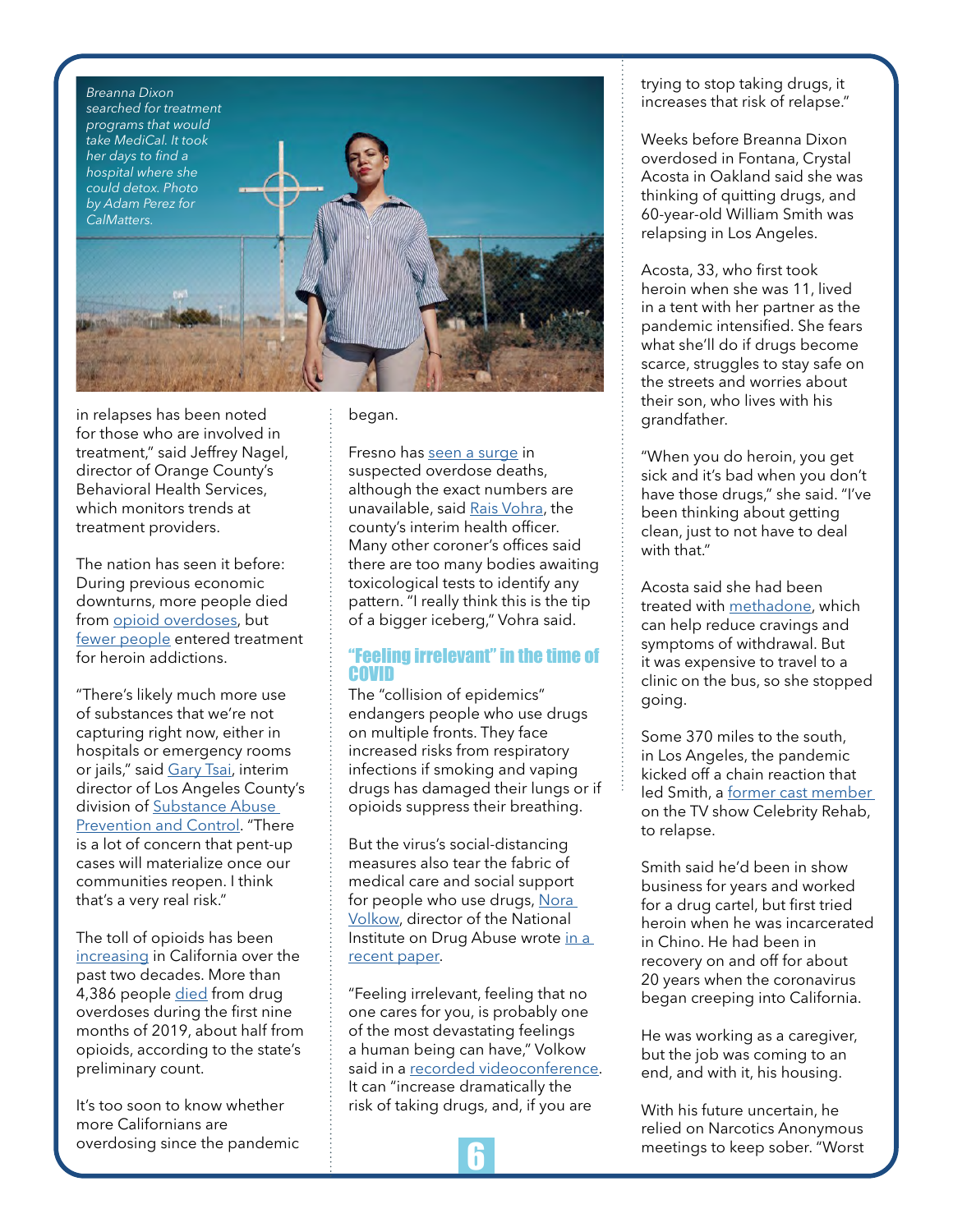Breanna Dixon searched for treatment programs that would take MediCal. It took her days to find a hospital where she could detox. Photo by Adam Perez for CalMatters.

in relapses has been noted for those who are involved in treatment," said Jeffrey Nagel, director of Orange County's Behavioral Health Services, which monitors trends at treatment providers.

The nation has seen it before: During previous economic downturns, more people died from opioid overdoses, but fewer people entered treatment for heroin addictions.

"There's likely much more use of substances that we're not capturing right now, either in hospitals or emergency rooms or jails," said Gary Tsai, interim director of Los Angeles County's division of Substance Abuse Prevention and Control. "There is a lot of concern that pent-up cases will materialize once our communities reopen. I think that's a very real risk."

The toll of opioids has been increasing in California over the past two decades. More than 4,386 people died from drug overdoses during the first nine months of 2019, about half from opioids, according to the state's preliminary count.

It's too soon to know whether more Californians are overdosing since the pandemic began.

Fresno has seen a surge in suspected overdose deaths, although the exact numbers are unavailable, said Rais Vohra, the county's interim health officer. Many other coroner's offices said there are too many bodies awaiting toxicological tests to identify any pattern. "I really think this is the tip of a bigger iceberg," Vohra said.

## "Feeling irrelevant" in the time of COVID

The "collision of epidemics" endangers people who use drugs on multiple fronts. They face increased risks from respiratory infections if smoking and vaping drugs has damaged their lungs or if opioids suppress their breathing.

But the virus's social-distancing measures also tear the fabric of medical care and social support for people who use drugs, Nora Volkow, director of the National Institute on Drug Abuse wrote in a recent paper.

"Feeling irrelevant, feeling that no one cares for you, is probably one of the most devastating feelings a human being can have," Volkow said in a recorded videoconference. It can "increase dramatically the risk of taking drugs, and, if you are trying to stop taking drugs, it increases that risk of relapse."

Weeks before Breanna Dixon overdosed in Fontana, Crystal Acosta in Oakland said she was thinking of quitting drugs, and 60-year-old William Smith was relapsing in Los Angeles.

Acosta, 33, who first took heroin when she was 11, lived in a tent with her partner as the pandemic intensified. She fears what she'll do if drugs become scarce, struggles to stay safe on the streets and worries about their son, who lives with his grandfather.

"When you do heroin, you get sick and it's bad when you don't have those drugs," she said. "I've been thinking about getting clean, just to not have to deal with that."

Acosta said she had been treated with methadone, which can help reduce cravings and symptoms of withdrawal. But it was expensive to travel to a clinic on the bus, so she stopped going.

Some 370 miles to the south, in Los Angeles, the pandemic kicked off a chain reaction that led Smith, a former cast member on the TV show Celebrity Rehab, to relapse.

Smith said he'd been in show business for years and worked for a drug cartel, but first tried heroin when he was incarcerated in Chino. He had been in recovery on and off for about 20 years when the coronavirus began creeping into California.

He was working as a caregiver, but the job was coming to an end, and with it, his housing.

With his future uncertain, he relied on Narcotics Anonymous meetings to keep sober. "Worst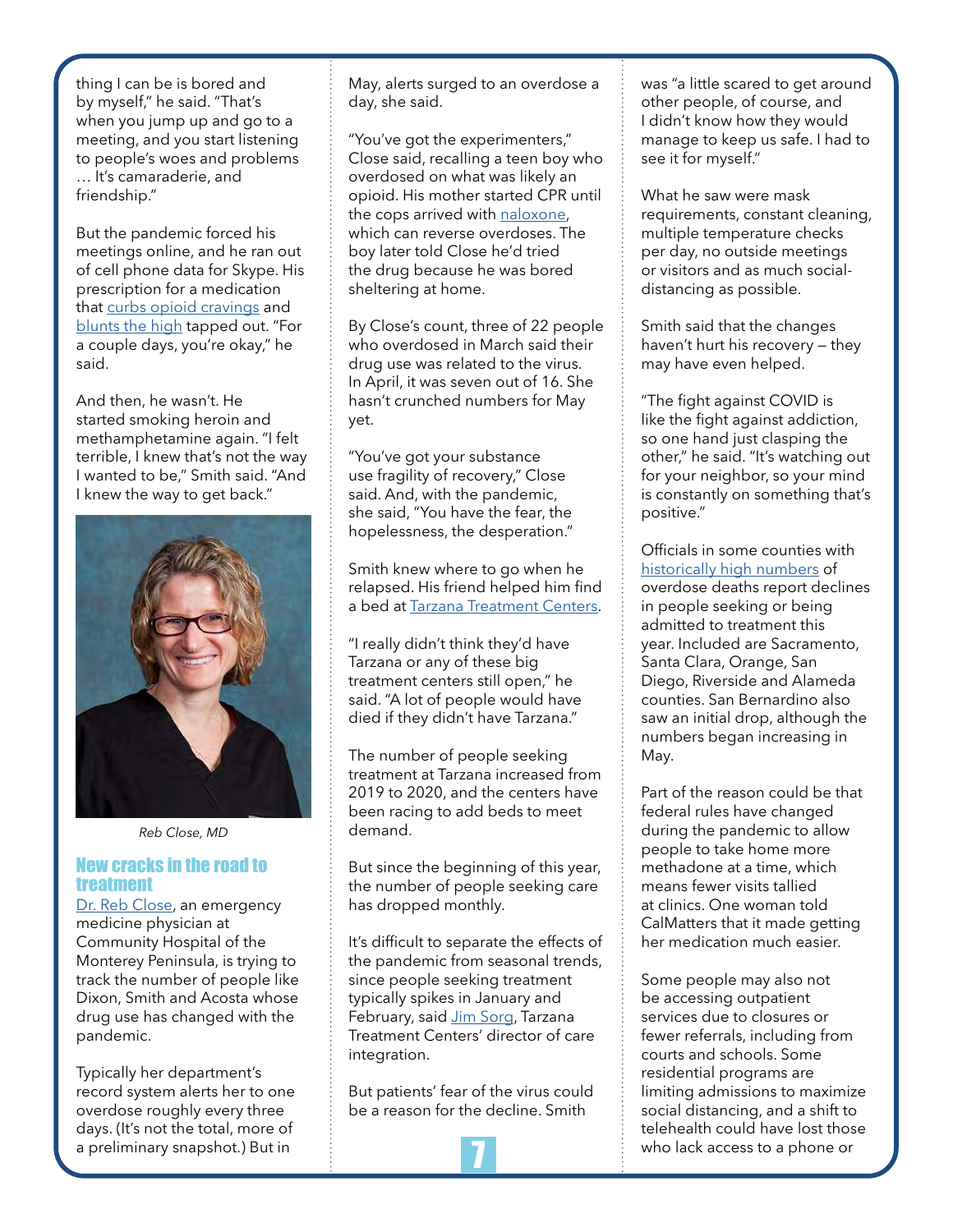thing I can be is bored and by myself," he said. "That's when you jump up and go to a meeting, and you start listening to people's woes and problems … It's camaraderie, and friendship."

But the pandemic forced his meetings online, and he ran out of cell phone data for Skype. His prescription for a medication that curbs opioid cravings and blunts the high tapped out. "For a couple days, you're okay," he said.

And then, he wasn't. He started smoking heroin and methamphetamine again. "I felt terrible, I knew that's not the way I wanted to be," Smith said. "And I knew the way to get back."

*Reb Close, MD*

## New cracks in the road to treatment

Dr. Reb Close, an emergency medicine physician at Community Hospital of the Monterey Peninsula, is trying to track the number of people like Dixon, Smith and Acosta whose drug use has changed with the pandemic.

Typically her department's record system alerts her to one overdose roughly every three days. (It's not the total, more of a preliminary snapshot.) But in May, alerts surged to an overdose a day, she said.

"You've got the experimenters," Close said, recalling a teen boy who overdosed on what was likely an opioid. His mother started CPR until the cops arrived with naloxone, which can reverse overdoses. The boy later told Close he'd tried the drug because he was bored sheltering at home.

By Close's count, three of 22 people who overdosed in March said their drug use was related to the virus. In April, it was seven out of 16. She hasn't crunched numbers for May yet.

"You've got your substance use fragility of recovery," Close said. And, with the pandemic, she said, "You have the fear, the hopelessness, the desperation."

Smith knew where to go when he relapsed. His friend helped him find a bed at Tarzana Treatment Centers.

"I really didn't think they'd have Tarzana or any of these big treatment centers still open," he said. "A lot of people would have died if they didn't have Tarzana."

The number of people seeking treatment at Tarzana increased from 2019 to 2020, and the centers have been racing to add beds to meet demand.

But since the beginning of this year, the number of people seeking care has dropped monthly.

It's difficult to separate the effects of the pandemic from seasonal trends, since people seeking treatment typically spikes in January and February, said Jim Sorg, Tarzana Treatment Centers' director of care integration.

But patients' fear of the virus could be a reason for the decline. Smith was "a little scared to get around other people, of course, and I didn't know how they would manage to keep us safe. I had to see it for myself."

What he saw were mask requirements, constant cleaning, multiple temperature checks per day, no outside meetings or visitors and as much social-distancing as possible.

Smith said that the changes haven't hurt his recovery – they may have even helped.

"The fight against COVID is like the fight against addiction, so one hand just clasping the other," he said. "It's watching out for your neighbor, so your mind is constantly on something that's positive."

Officials in some counties with historically high numbers of overdose deaths report declines in people seeking or being admitted to treatment this year. Included are Sacramento, Santa Clara, Orange, San Diego, Riverside and Alameda counties. San Bernardino also saw an initial drop, although the numbers began increasing in May.

Part of the reason could be that federal rules have changed during the pandemic to allow people to take home more methadone at a time, which means fewer visits tallied at clinics. One woman told CalMatters that it made getting her medication much easier.

Some people may also not be accessing outpatient services due to closures or fewer referrals, including from courts and schools. Some residential programs are limiting admissions to maximize social distancing, and a shift to telehealth could have lost those who lack access to a phone or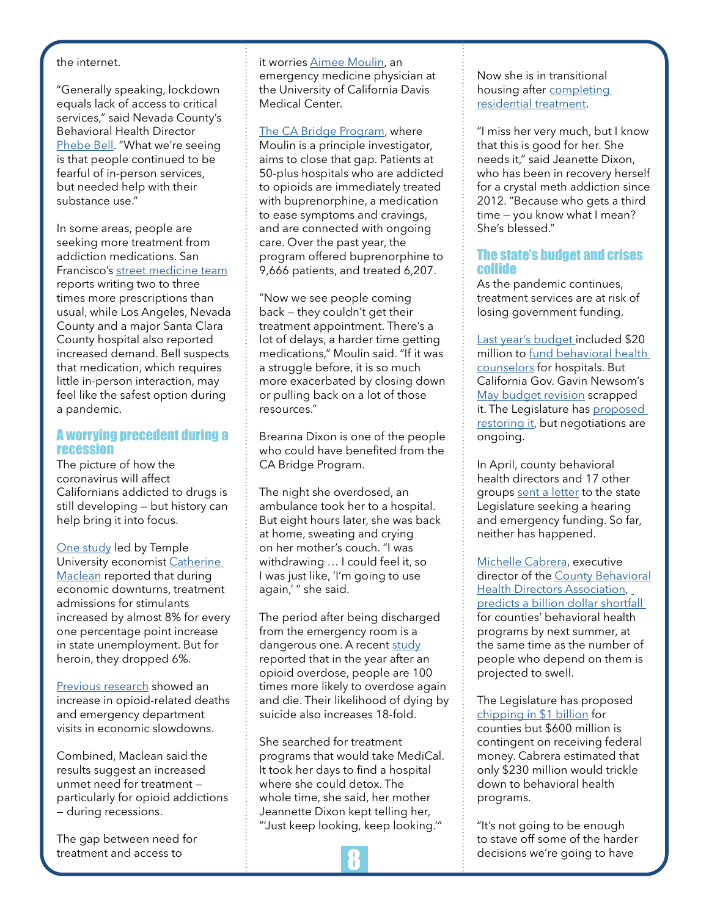the internet.

"Generally speaking, lockdown equals lack of access to critical services," said Nevada County's Behavioral Health Director Phebe Bell. "What we're seeing is that people continued to be fearful of in-person services, but needed help with their substance use."

In some areas, people are seeking more treatment from addiction medications. San Francisco's street medicine team reports writing two to three times more prescriptions than usual, while Los Angeles, Nevada County and a major Santa Clara County hospital also reported increased demand. Bell suspects that medication, which requires little in-person interaction, may feel like the safest option during a pandemic.

## A worrying precedent during a recession

The picture of how the coronavirus will affect Californians addicted to drugs is still developing — but history can help bring it into focus.

One study led by Temple University economist Catherine Maclean reported that during economic downturns, treatment admissions for stimulants increased by almost 8% for every one percentage point increase in state unemployment. But for heroin, they dropped 6%.

Previous research showed an increase in opioid-related deaths and emergency department visits in economic slowdowns.

Combined, Maclean said the results suggest an increased unmet need for treatment — particularly for opioid addictions — during recessions.

The gap between need for treatment and access to it worries Aimee Moulin, an emergency medicine physician at the University of California Davis Medical Center.

The CA Bridge Program, where Moulin is a principle investigator, aims to close that gap. Patients at 50-plus hospitals who are addicted to opioids are immediately treated with buprenorphine, a medication to ease symptoms and cravings, and are connected with ongoing care. Over the past year, the program offered buprenorphine to 9,666 patients, and treated 6,207.

"Now we see people coming back — they couldn't get their treatment appointment. There's a lot of delays, a harder time getting medications," Moulin said. "If it was a struggle before, it is so much more exacerbated by closing down or pulling back on a lot of those resources."

Breanna Dixon is one of the people who could have benefited from the CA Bridge Program.

The night she overdosed, an ambulance took her to a hospital. But eight hours later, she was back at home, sweating and crying on her mother's couch. "I was withdrawing … I could feel it, so I was just like, 'I'm going to use again,' " she said.

The period after being discharged from the emergency room is a dangerous one. A recent study reported that in the year after an opioid overdose, people are 100 times more likely to overdose again and die. Their likelihood of dying by suicide also increases 18-fold.

She searched for treatment programs that would take MediCal. It took her days to find a hospital where she could detox. The whole time, she said, her mother Jeannette Dixon kept telling her, "'Just keep looking, keep looking.'"

Now she is in transitional housing after completing residential treatment.

"I miss her very much, but I know that this is good for her. She needs it," said Jeanette Dixon, who has been in recovery herself for a crystal meth addiction since 2012. "Because who gets a third time — you know what I mean? She's blessed."

## The state's budget and crises collide

As the pandemic continues, treatment services are at risk of losing government funding.

Last year's budget included $20 million to fund behavioral health counselors for hospitals. But California Gov. Gavin Newsom's May budget revision scrapped it. The Legislature has proposed restoring it, but negotiations are ongoing.

In April, county behavioral health directors and 17 other groups sent a letter to the state Legislature seeking a hearing and emergency funding. So far, neither has happened.

Michelle Cabrera, executive director of the County Behavioral Health Directors Association, predicts a billion dollar shortfall for counties' behavioral health programs by next summer, at the same time as the number of people who depend on them is projected to swell.

The Legislature has proposed chipping in $1 billion for counties but $600 million is contingent on receiving federal money. Cabrera estimated that only $230 million would trickle down to behavioral health programs.

"It's not going to be enough to stave off some of the harder decisions we're going to have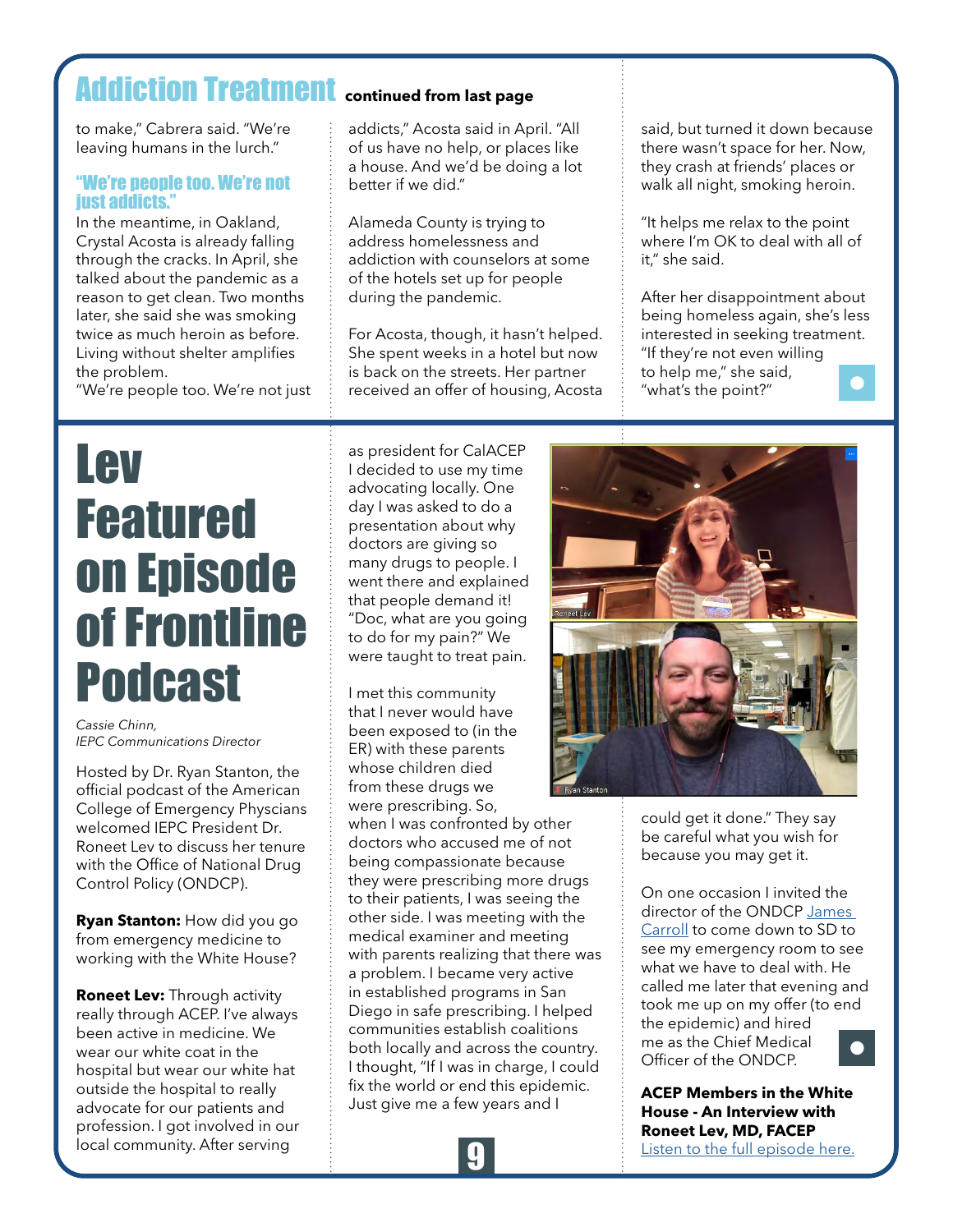## Addiction Treatment continued from last page

to make," Cabrera said. "We're leaving humans in the lurch."

### "We're people too. We're not just addicts."

In the meantime, in Oakland, Crystal Acosta is already falling through the cracks. In April, she talked about the pandemic as a reason to get clean. Two months later, she said she was smoking twice as much heroin as before. Living without shelter amplifies the problem.
"We're people too. We're not just addicts," Acosta said in April. "All of us have no help, or places like a house. And we'd be doing a lot better if we did."

Alameda County is trying to address homelessness and addiction with counselors at some of the hotels set up for people during the pandemic.

For Acosta, though, it hasn't helped. She spent weeks in a hotel but now is back on the streets. Her partner received an offer of housing, Acosta said, but turned it down because there wasn't space for her. Now, they crash at friends' places or walk all night, smoking heroin.

"It helps me relax to the point where I'm OK to deal with all of it," she said.

After her disappointment about being homeless again, she's less interested in seeking treatment. "If they're not even willing to help me," she said, "what's the point?"

# Lev Featured on Episode of Frontline Podcast

*Cassie Chinn,*
*IEPC Communications Director*

Hosted by Dr. Ryan Stanton, the official podcast of the American College of Emergency Physcians welcomed IEPC President Dr. Roneet Lev to discuss her tenure with the Office of National Drug Control Policy (ONDCP).

**Ryan Stanton:** How did you go from emergency medicine to working with the White House?

**Roneet Lev:** Through activity really through ACEP. I've always been active in medicine. We wear our white coat in the hospital but wear our white hat outside the hospital to really advocate for our patients and profession. I got involved in our local community. After serving as president for CalACEP I decided to use my time advocating locally. One day I was asked to do a presentation about why doctors are giving so many drugs to people. I went there and explained that people demand it! "Doc, what are you going to do for my pain?" We were taught to treat pain.

I met this community that I never would have been exposed to (in the ER) with these parents whose children died from these drugs we were prescribing. So, when I was confronted by other doctors who accused me of not being compassionate because they were prescribing more drugs to their patients, I was seeing the other side. I was meeting with the medical examiner and meeting with parents realizing that there was a problem. I became very active in established programs in San Diego in safe prescribing. I helped communities establish coalitions both locally and across the country. I thought, "If I was in charge, I could fix the world or end this epidemic. Just give me a few years and I could get it done." They say be careful what you wish for because you may get it.

On one occasion I invited the director of the ONDCP James Carroll to come down to SD to see my emergency room to see what we have to deal with. He called me later that evening and took me up on my offer (to end the epidemic) and hired me as the Chief Medical Officer of the ONDCP.

**ACEP Members in the White House - An Interview with Roneet Lev, MD, FACEP**
Listen to the full episode here.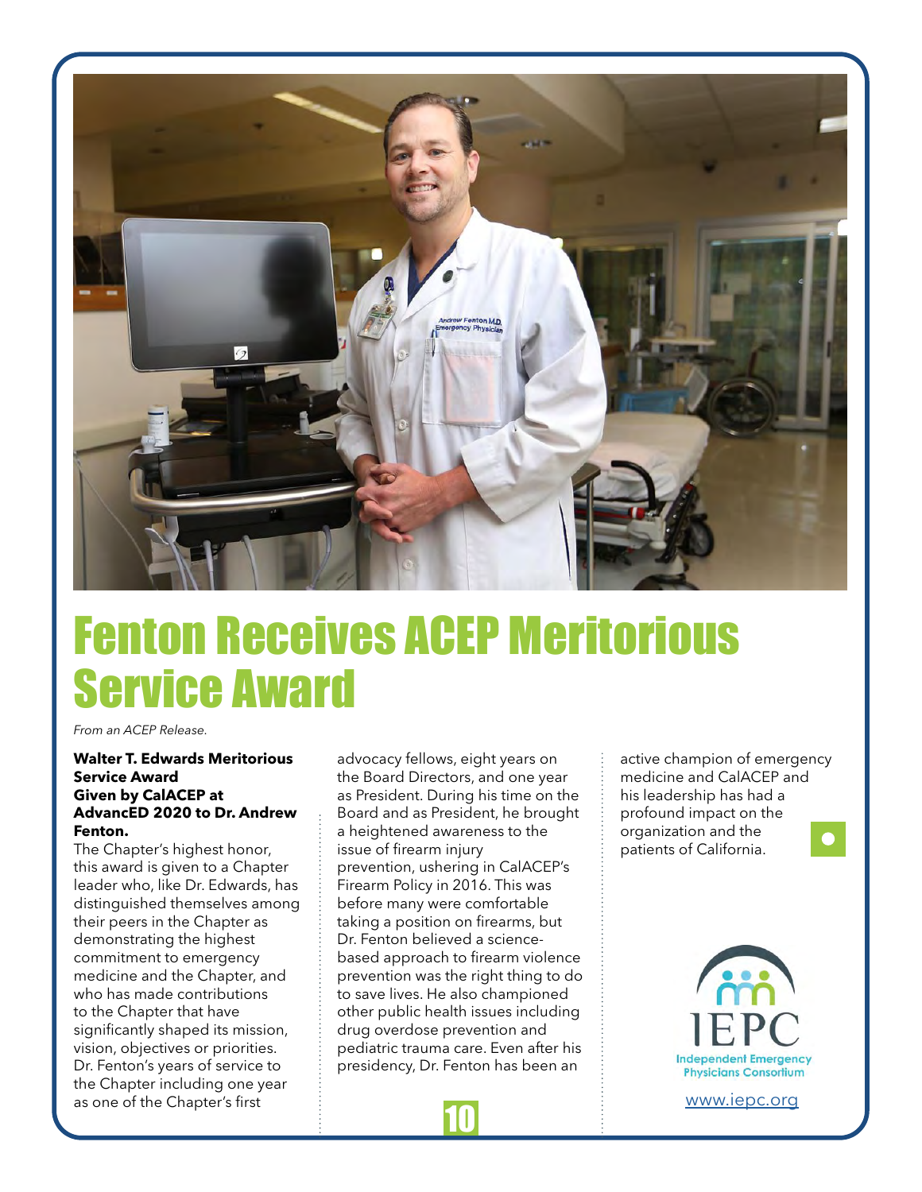# Fenton Receives ACEP Meritorious Service Award

*From an ACEP Release.*

**Walter T. Edwards Meritorious Service Award Given by CalACEP at AdvancED 2020 to Dr. Andrew Fenton.**

The Chapter's highest honor, this award is given to a Chapter leader who, like Dr. Edwards, has distinguished themselves among their peers in the Chapter as demonstrating the highest commitment to emergency medicine and the Chapter, and who has made contributions to the Chapter that have significantly shaped its mission, vision, objectives or priorities. Dr. Fenton's years of service to the Chapter including one year as one of the Chapter's first advocacy fellows, eight years on the Board Directors, and one year as President. During his time on the Board and as President, he brought a heightened awareness to the issue of firearm injury prevention, ushering in CalACEP's Firearm Policy in 2016. This was before many were comfortable taking a position on firearms, but Dr. Fenton believed a science-based approach to firearm violence prevention was the right thing to do to save lives. He also championed other public health issues including drug overdose prevention and pediatric trauma care. Even after his presidency, Dr. Fenton has been an active champion of emergency medicine and CalACEP and his leadership has had a profound impact on the organization and the patients of California.

IEPC
Independent Emergency Physicians Consortium

www.iepc.org